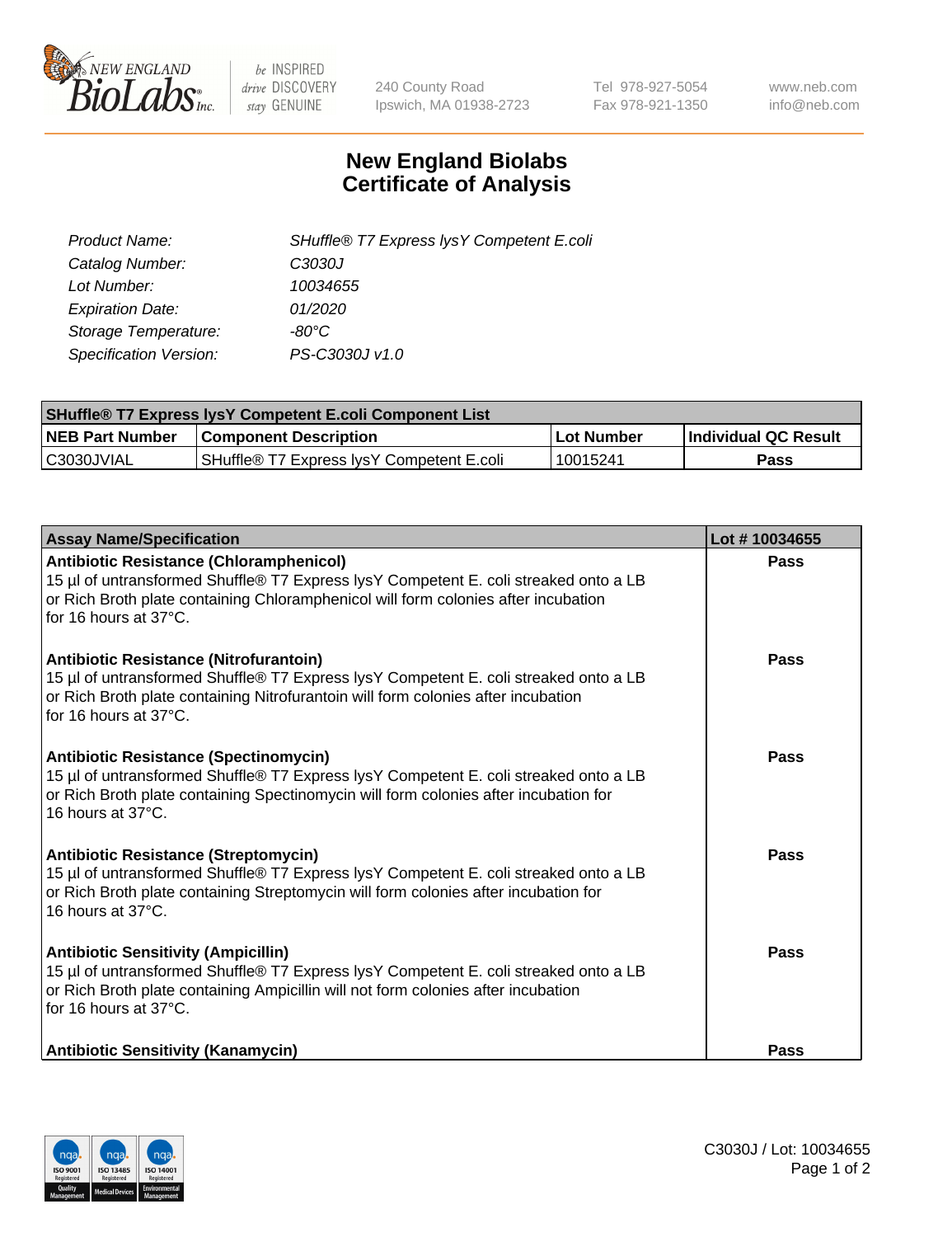240 County Road
Ipswich, MA 01938-2723

Tel 978-927-5054
Fax 978-921-1350

www.neb.com
info@neb.com

# New England Biolabs
# Certificate of Analysis

| | |
|---|---|
| *Product Name:* | *SHuffle® T7 Express lysY Competent E.coli* |
| *Catalog Number:* | *C3030J* |
| *Lot Number:* | *10034655* |
| *Expiration Date:* | *01/2020* |
| *Storage Temperature:* | *-80°C* |
| *Specification Version:* | *PS-C3030J v1.0* |

| **SHuffle® T7 Express lysY Competent E.coli Component List** | | | |
|---|---|---|---|
| **NEB Part Number** | **Component Description** | **Lot Number** | **Individual QC Result** |
| C3030JVIAL | SHuffle® T7 Express lysY Competent E.coli | 10015241 | **Pass** |

| **Assay Name/Specification** | **Lot # 10034655** |
|---|---|
| **Antibiotic Resistance (Chloramphenicol)** 15 µl of untransformed Shuffle® T7 Express lysY Competent E. coli streaked onto a LB or Rich Broth plate containing Chloramphenicol will form colonies after incubation for 16 hours at 37°C. | **Pass** |
| **Antibiotic Resistance (Nitrofurantoin)** 15 µl of untransformed Shuffle® T7 Express lysY Competent E. coli streaked onto a LB or Rich Broth plate containing Nitrofurantoin will form colonies after incubation for 16 hours at 37°C. | **Pass** |
| **Antibiotic Resistance (Spectinomycin)** 15 µl of untransformed Shuffle® T7 Express lysY Competent E. coli streaked onto a LB or Rich Broth plate containing Spectinomycin will form colonies after incubation for 16 hours at 37°C. | **Pass** |
| **Antibiotic Resistance (Streptomycin)** 15 µl of untransformed Shuffle® T7 Express lysY Competent E. coli streaked onto a LB or Rich Broth plate containing Streptomycin will form colonies after incubation for 16 hours at 37°C. | **Pass** |
| **Antibiotic Sensitivity (Ampicillin)** 15 µl of untransformed Shuffle® T7 Express lysY Competent E. coli streaked onto a LB or Rich Broth plate containing Ampicillin will not form colonies after incubation for 16 hours at 37°C. | **Pass** |
| **Antibiotic Sensitivity (Kanamycin)** | **Pass** |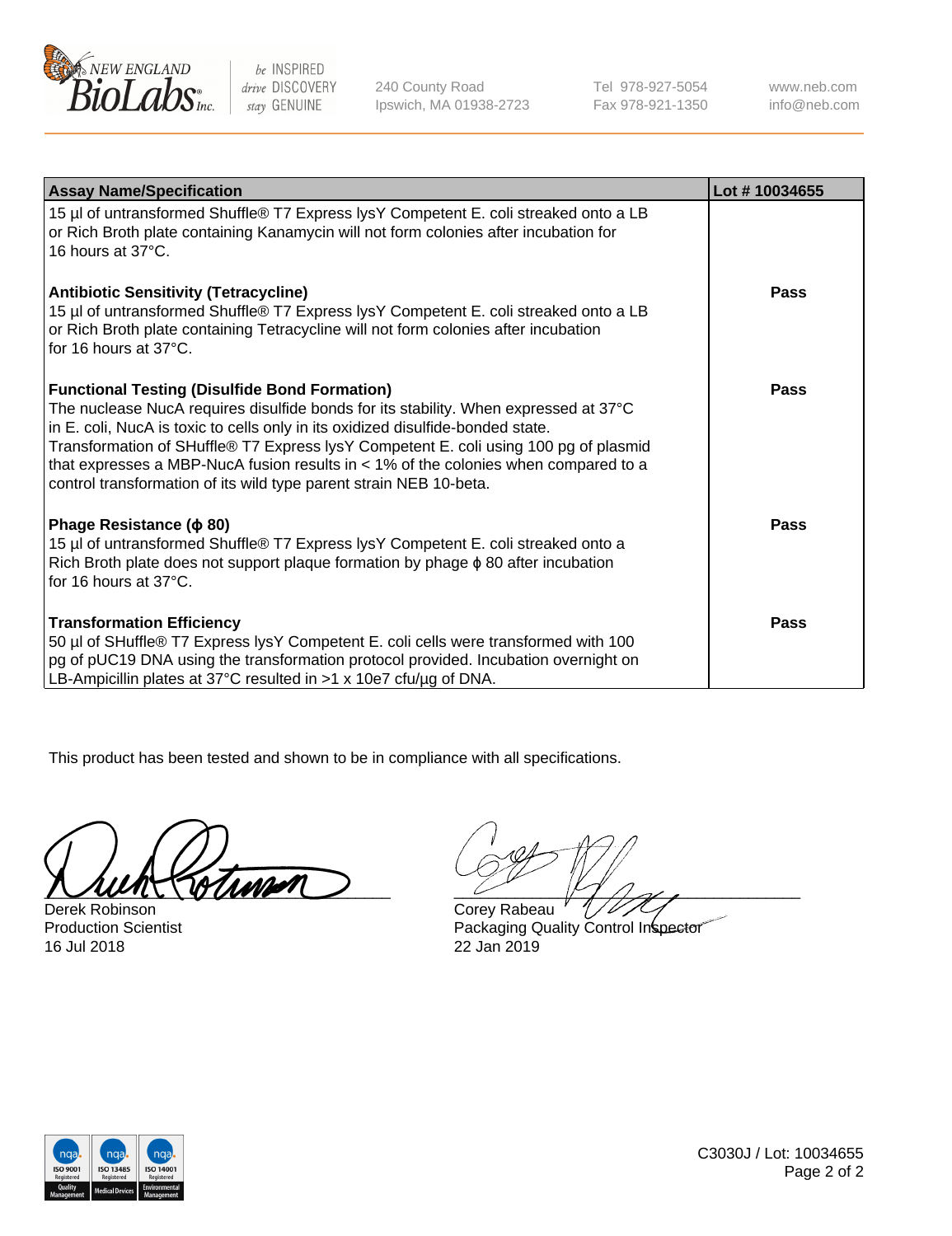| Assay Name/Specification | Lot # 10034655 |
|---|---|
| 15 µl of untransformed Shuffle® T7 Express lysY Competent E. coli streaked onto a LB or Rich Broth plate containing Kanamycin will not form colonies after incubation for 16 hours at 37°C. | |
| **Antibiotic Sensitivity (Tetracycline)**<br>15 µl of untransformed Shuffle® T7 Express lysY Competent E. coli streaked onto a LB or Rich Broth plate containing Tetracycline will not form colonies after incubation for 16 hours at 37°C. | **Pass** |
| **Functional Testing (Disulfide Bond Formation)**<br>The nuclease NucA requires disulfide bonds for its stability. When expressed at 37°C in E. coli, NucA is toxic to cells only in its oxidized disulfide-bonded state. Transformation of SHuffle® T7 Express lysY Competent E. coli using 100 pg of plasmid that expresses a MBP-NucA fusion results in < 1% of the colonies when compared to a control transformation of its wild type parent strain NEB 10-beta. | **Pass** |
| **Phage Resistance (ϕ 80)**<br>15 µl of untransformed Shuffle® T7 Express lysY Competent E. coli streaked onto a Rich Broth plate does not support plaque formation by phage ϕ 80 after incubation for 16 hours at 37°C. | **Pass** |
| **Transformation Efficiency**<br>50 µl of SHuffle® T7 Express lysY Competent E. coli cells were transformed with 100 pg of pUC19 DNA using the transformation protocol provided. Incubation overnight on LB-Ampicillin plates at 37°C resulted in >1 x 10e7 cfu/µg of DNA. | **Pass** |

This product has been tested and shown to be in compliance with all specifications.

Derek Robinson
Production Scientist
16 Jul 2018

Corey Rabeau
Packaging Quality Control Inspector
22 Jan 2019

C3030J / Lot: 10034655